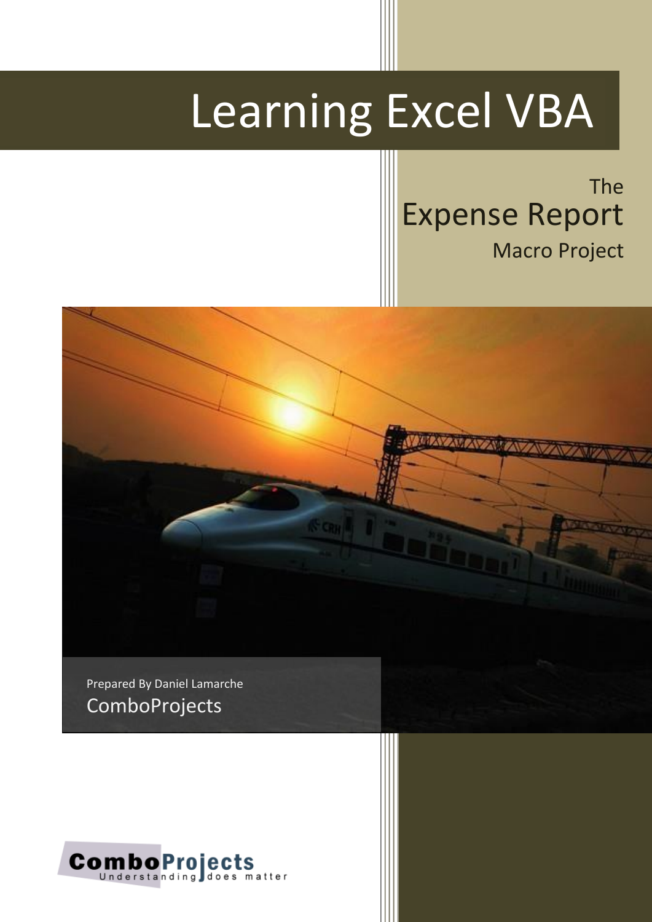# Learning Excel VBA

## The Expense Report Macro Project

Prepared By Daniel Lamarche

ComboProjects

ComboProjects
Understanding does matter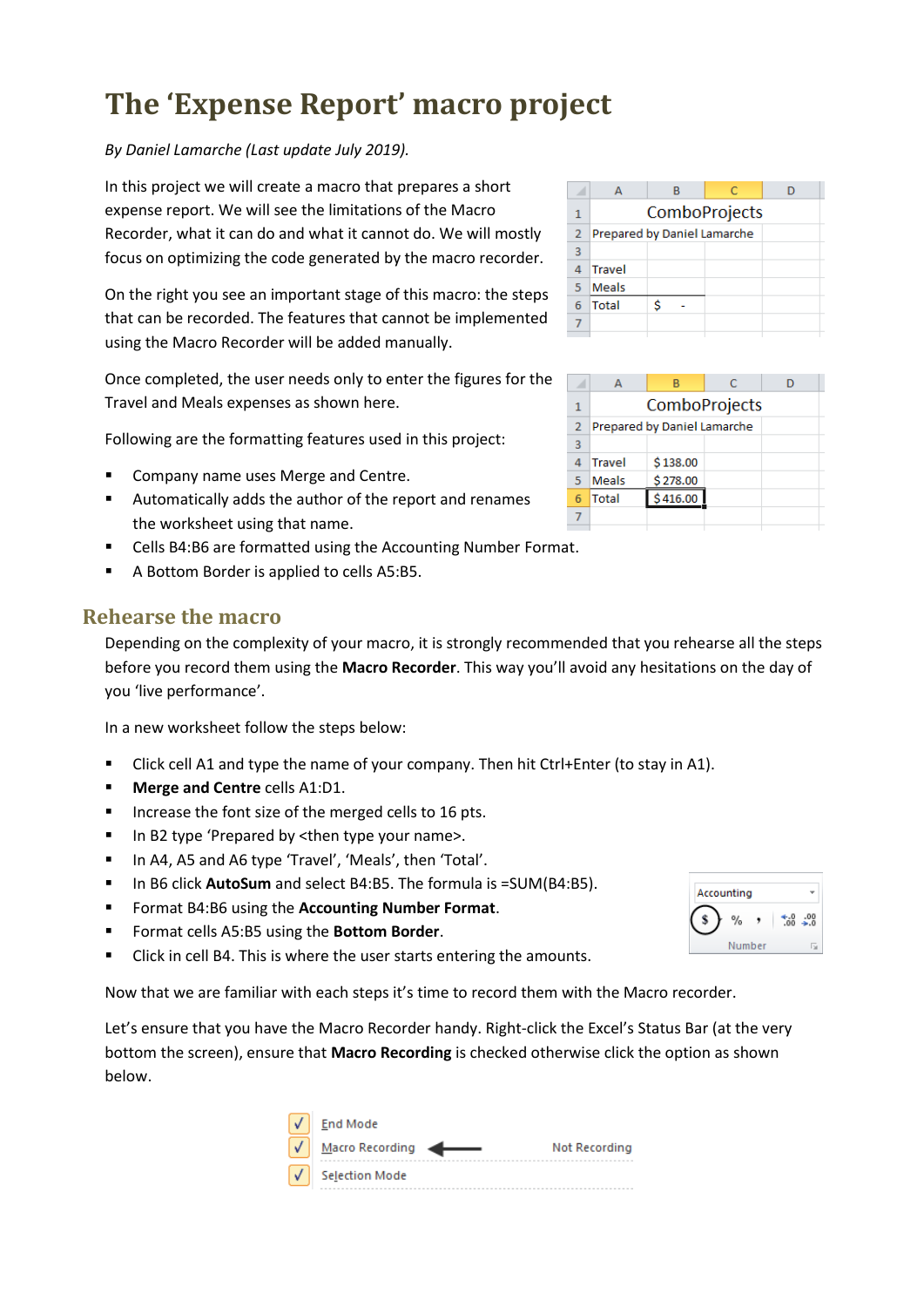# The 'Expense Report' macro project

*By Daniel Lamarche (Last update July 2019).*

In this project we will create a macro that prepares a short expense report. We will see the limitations of the Macro Recorder, what it can do and what it cannot do. We will mostly focus on optimizing the code generated by the macro recorder.

On the right you see an important stage of this macro: the steps that can be recorded. The features that cannot be implemented using the Macro Recorder will be added manually.

Once completed, the user needs only to enter the figures for the Travel and Meals expenses as shown here.

Following are the formatting features used in this project:

- Company name uses Merge and Centre.
- Automatically adds the author of the report and renames the worksheet using that name.
- Cells B4:B6 are formatted using the Accounting Number Format.
- A Bottom Border is applied to cells A5:B5.

## Rehearse the macro

Depending on the complexity of your macro, it is strongly recommended that you rehearse all the steps before you record them using the **Macro Recorder**. This way you'll avoid any hesitations on the day of you 'live performance'.

In a new worksheet follow the steps below:

- Click cell A1 and type the name of your company. Then hit Ctrl+Enter (to stay in A1).
- **Merge and Centre** cells A1:D1.
- Increase the font size of the merged cells to 16 pts.
- In B2 type 'Prepared by <then type your name>.
- In A4, A5 and A6 type 'Travel', 'Meals', then 'Total'.
- In B6 click **AutoSum** and select B4:B5. The formula is =SUM(B4:B5).
- Format B4:B6 using the **Accounting Number Format**.
- Format cells A5:B5 using the **Bottom Border**.
- Click in cell B4. This is where the user starts entering the amounts.

Now that we are familiar with each steps it's time to record them with the Macro recorder.

Let's ensure that you have the Macro Recorder handy. Right-click the Excel's Status Bar (at the very bottom the screen), ensure that **Macro Recording** is checked otherwise click the option as shown below.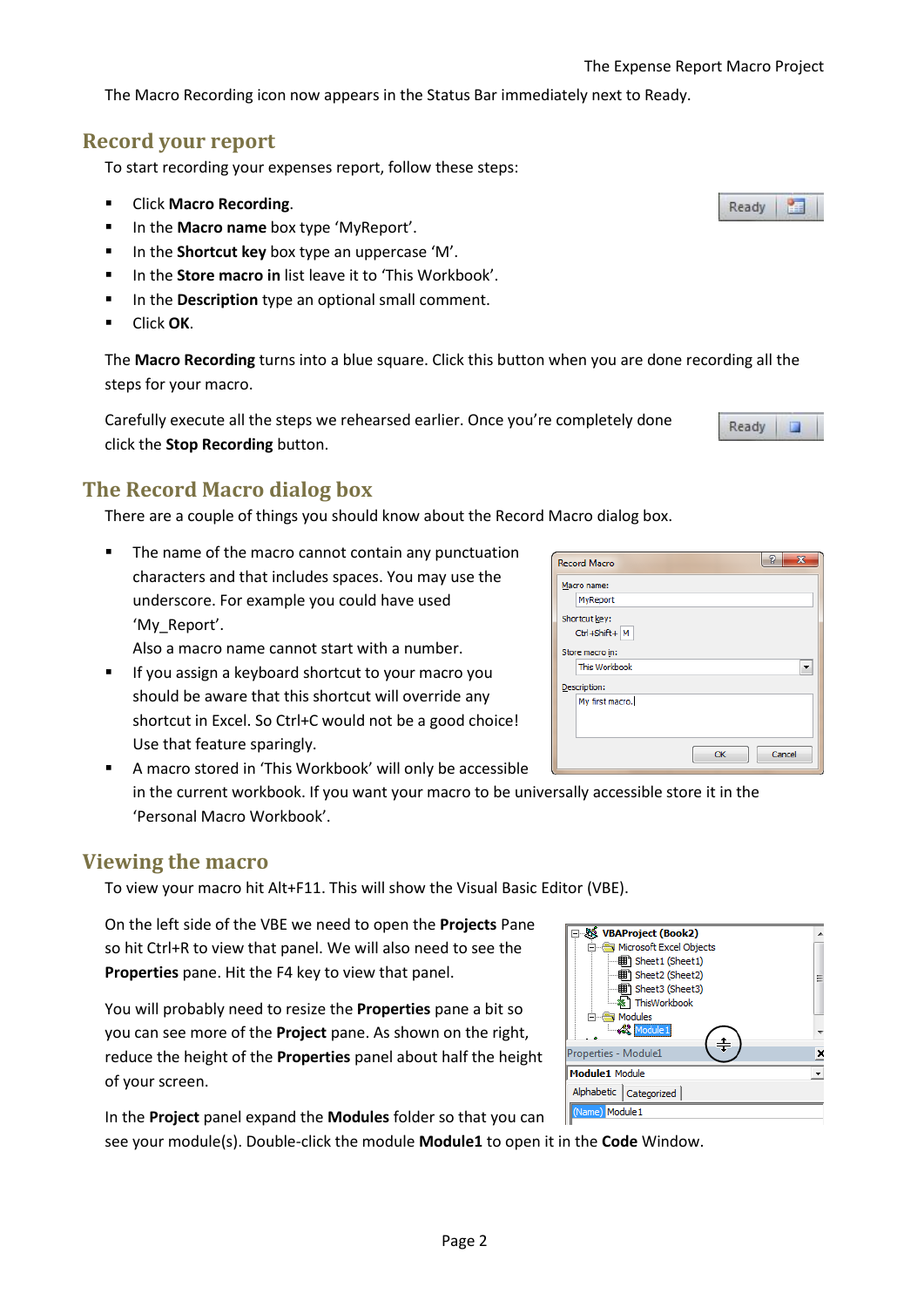The Macro Recording icon now appears in the Status Bar immediately next to Ready.

## Record your report

To start recording your expenses report, follow these steps:

- Click **Macro Recording**.
- In the **Macro name** box type 'MyReport'.
- In the **Shortcut key** box type an uppercase 'M'.
- In the **Store macro in** list leave it to 'This Workbook'.
- In the **Description** type an optional small comment.
- Click **OK**.

The **Macro Recording** turns into a blue square. Click this button when you are done recording all the steps for your macro.

Carefully execute all the steps we rehearsed earlier. Once you're completely done click the **Stop Recording** button.

## The Record Macro dialog box

There are a couple of things you should know about the Record Macro dialog box.

- The name of the macro cannot contain any punctuation characters and that includes spaces. You may use the underscore. For example you could have used 'My_Report'.
  Also a macro name cannot start with a number.
- If you assign a keyboard shortcut to your macro you should be aware that this shortcut will override any shortcut in Excel. So Ctrl+C would not be a good choice! Use that feature sparingly.
- A macro stored in 'This Workbook' will only be accessible in the current workbook. If you want your macro to be universally accessible store it in the 'Personal Macro Workbook'.

## Viewing the macro

To view your macro hit Alt+F11. This will show the Visual Basic Editor (VBE).

On the left side of the VBE we need to open the **Projects** Pane so hit Ctrl+R to view that panel. We will also need to see the **Properties** pane. Hit the F4 key to view that panel.

You will probably need to resize the **Properties** pane a bit so you can see more of the **Project** pane. As shown on the right, reduce the height of the **Properties** panel about half the height of your screen.

In the **Project** panel expand the **Modules** folder so that you can see your module(s). Double-click the module **Module1** to open it in the **Code** Window.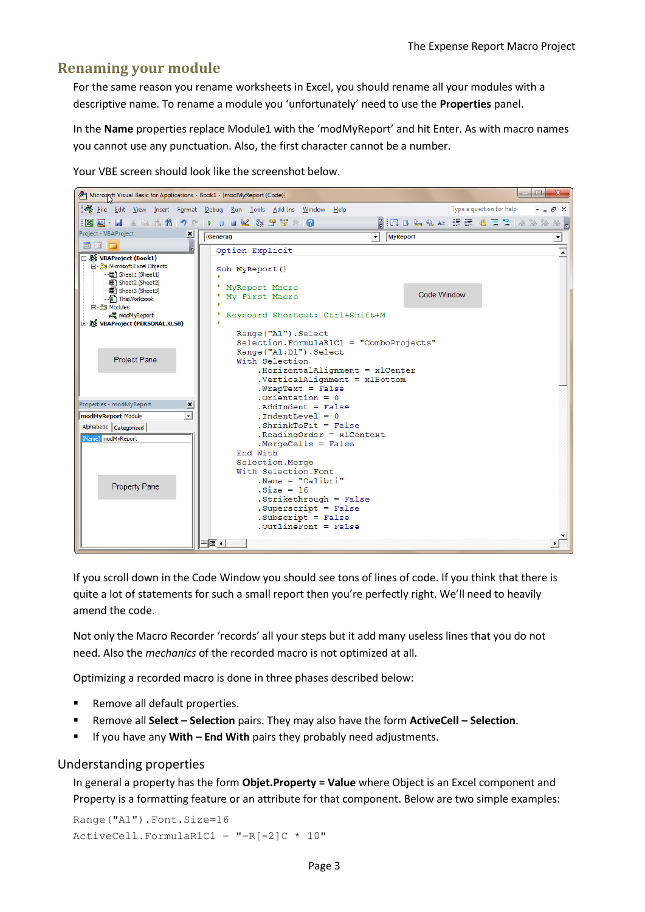## Renaming your module

For the same reason you rename worksheets in Excel, you should rename all your modules with a descriptive name. To rename a module you 'unfortunately' need to use the **Properties** panel.

In the **Name** properties replace Module1 with the 'modMyReport' and hit Enter. As with macro names you cannot use any punctuation. Also, the first character cannot be a number.

Your VBE screen should look like the screenshot below.

If you scroll down in the Code Window you should see tons of lines of code. If you think that there is quite a lot of statements for such a small report then you're perfectly right. We'll need to heavily amend the code.

Not only the Macro Recorder 'records' all your steps but it add many useless lines that you do not need. Also the *mechanics* of the recorded macro is not optimized at all.

Optimizing a recorded macro is done in three phases described below:

- Remove all default properties.
- Remove all **Select – Selection** pairs. They may also have the form **ActiveCell – Selection**.
- If you have any **With – End With** pairs they probably need adjustments.

## Understanding properties

In general a property has the form **Objet.Property = Value** where Object is an Excel component and Property is a formatting feature or an attribute for that component. Below are two simple examples:

```
Range("A1").Font.Size=16
ActiveCell.FormulaR1C1 = "=R[-2]C * 10"
```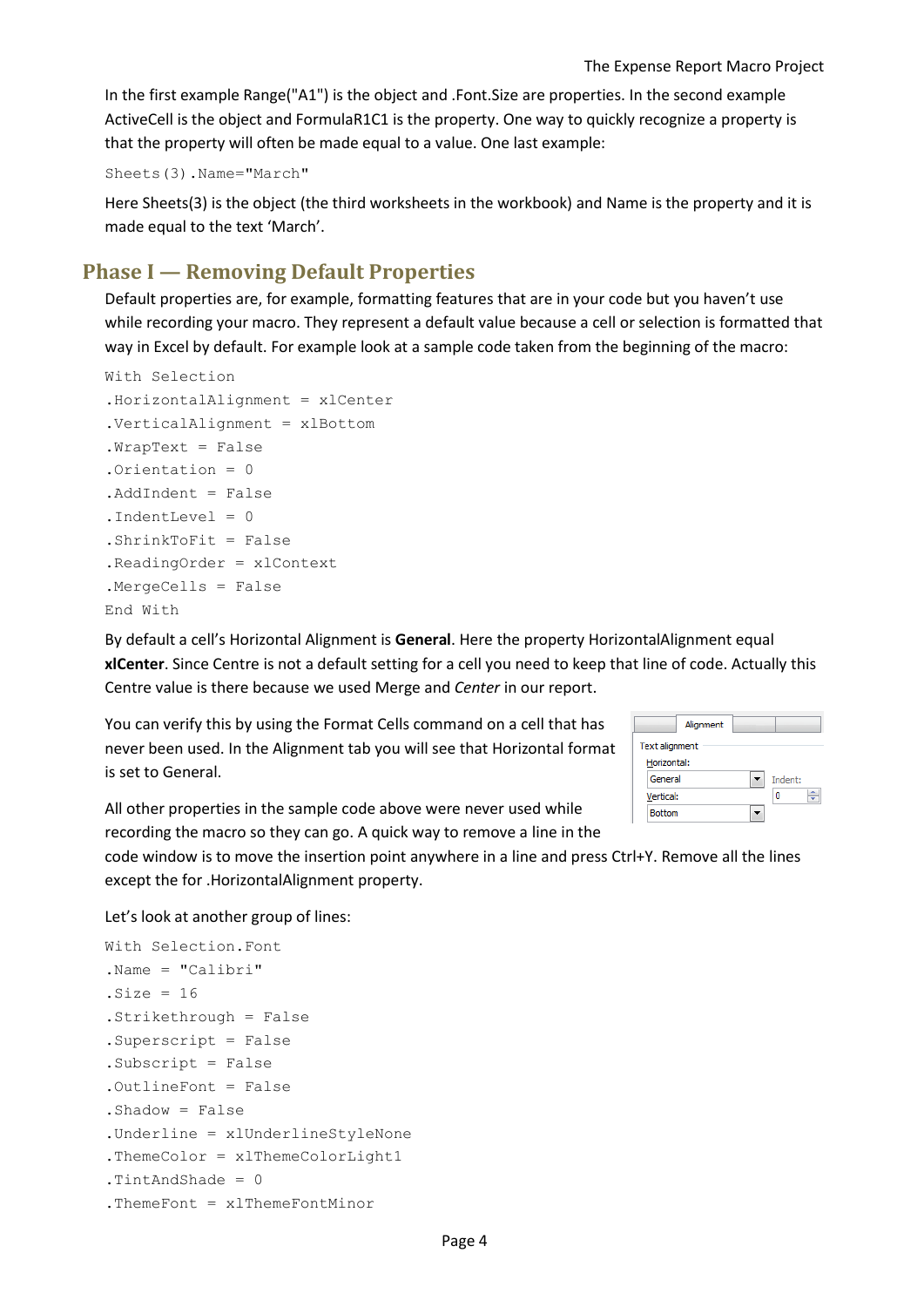In the first example Range("A1") is the object and .Font.Size are properties. In the second example ActiveCell is the object and FormulaR1C1 is the property. One way to quickly recognize a property is that the property will often be made equal to a value. One last example:

```
Sheets(3).Name="March"
```

Here Sheets(3) is the object (the third worksheets in the workbook) and Name is the property and it is made equal to the text 'March'.

## Phase I — Removing Default Properties

Default properties are, for example, formatting features that are in your code but you haven't use while recording your macro. They represent a default value because a cell or selection is formatted that way in Excel by default. For example look at a sample code taken from the beginning of the macro:

```
With Selection
.HorizontalAlignment = xlCenter
.VerticalAlignment = xlBottom
.WrapText = False
.Orientation = 0
.AddIndent = False
.IndentLevel = 0
.ShrinkToFit = False
.ReadingOrder = xlContext
.MergeCells = False
End With
```

By default a cell's Horizontal Alignment is **General**. Here the property HorizontalAlignment equal **xlCenter**. Since Centre is not a default setting for a cell you need to keep that line of code. Actually this Centre value is there because we used Merge and *Center* in our report.

You can verify this by using the Format Cells command on a cell that has never been used. In the Alignment tab you will see that Horizontal format is set to General.

All other properties in the sample code above were never used while recording the macro so they can go. A quick way to remove a line in the code window is to move the insertion point anywhere in a line and press Ctrl+Y. Remove all the lines except the for .HorizontalAlignment property.

Let's look at another group of lines:

```
With Selection.Font
.Name = "Calibri"
.Size = 16
.Strikethrough = False
.Superscript = False
.Subscript = False
.OutlineFont = False
.Shadow = False
.Underline = xlUnderlineStyleNone
.ThemeColor = xlThemeColorLight1
.TintAndShade = 0
.ThemeFont = xlThemeFontMinor
```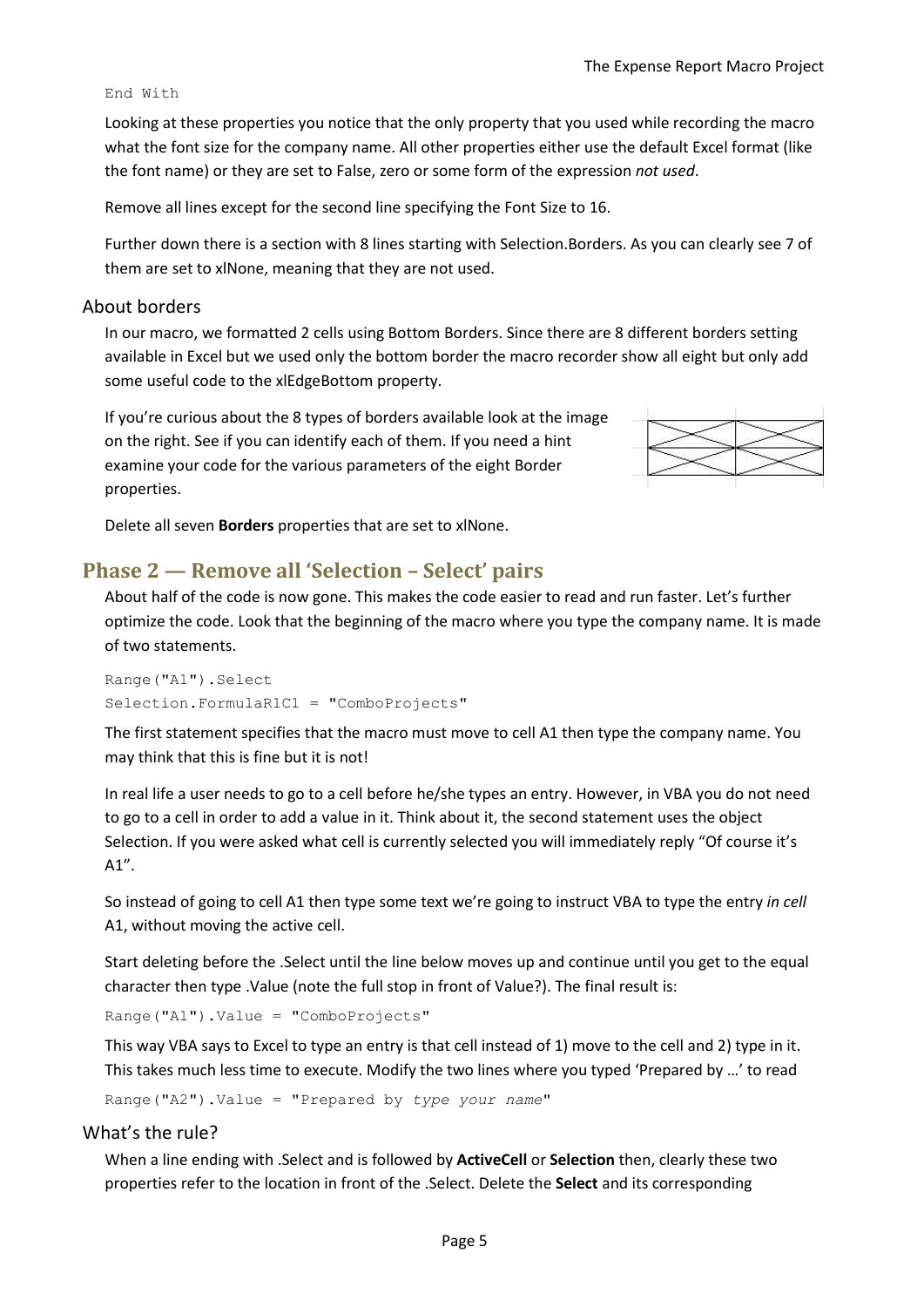```
End With
```

Looking at these properties you notice that the only property that you used while recording the macro what the font size for the company name. All other properties either use the default Excel format (like the font name) or they are set to False, zero or some form of the expression *not used*.

Remove all lines except for the second line specifying the Font Size to 16.

Further down there is a section with 8 lines starting with Selection.Borders. As you can clearly see 7 of them are set to xlNone, meaning that they are not used.

### About borders

In our macro, we formatted 2 cells using Bottom Borders. Since there are 8 different borders setting available in Excel but we used only the bottom border the macro recorder show all eight but only add some useful code to the xlEdgeBottom property.

If you're curious about the 8 types of borders available look at the image on the right. See if you can identify each of them. If you need a hint examine your code for the various parameters of the eight Border properties.

Delete all seven **Borders** properties that are set to xlNone.

## Phase 2 — Remove all 'Selection – Select' pairs

About half of the code is now gone. This makes the code easier to read and run faster. Let's further optimize the code. Look that the beginning of the macro where you type the company name. It is made of two statements.

```
Range("A1").Select
Selection.FormulaR1C1 = "ComboProjects"
```

The first statement specifies that the macro must move to cell A1 then type the company name. You may think that this is fine but it is not!

In real life a user needs to go to a cell before he/she types an entry. However, in VBA you do not need to go to a cell in order to add a value in it. Think about it, the second statement uses the object Selection. If you were asked what cell is currently selected you will immediately reply "Of course it's A1".

So instead of going to cell A1 then type some text we're going to instruct VBA to type the entry *in cell* A1, without moving the active cell.

Start deleting before the .Select until the line below moves up and continue until you get to the equal character then type .Value (note the full stop in front of Value?). The final result is:

```
Range("A1").Value = "ComboProjects"
```

This way VBA says to Excel to type an entry is that cell instead of 1) move to the cell and 2) type in it. This takes much less time to execute. Modify the two lines where you typed 'Prepared by …' to read

```
Range("A2").Value = "Prepared by type your name"
```

### What's the rule?

When a line ending with .Select and is followed by **ActiveCell** or **Selection** then, clearly these two properties refer to the location in front of the .Select. Delete the **Select** and its corresponding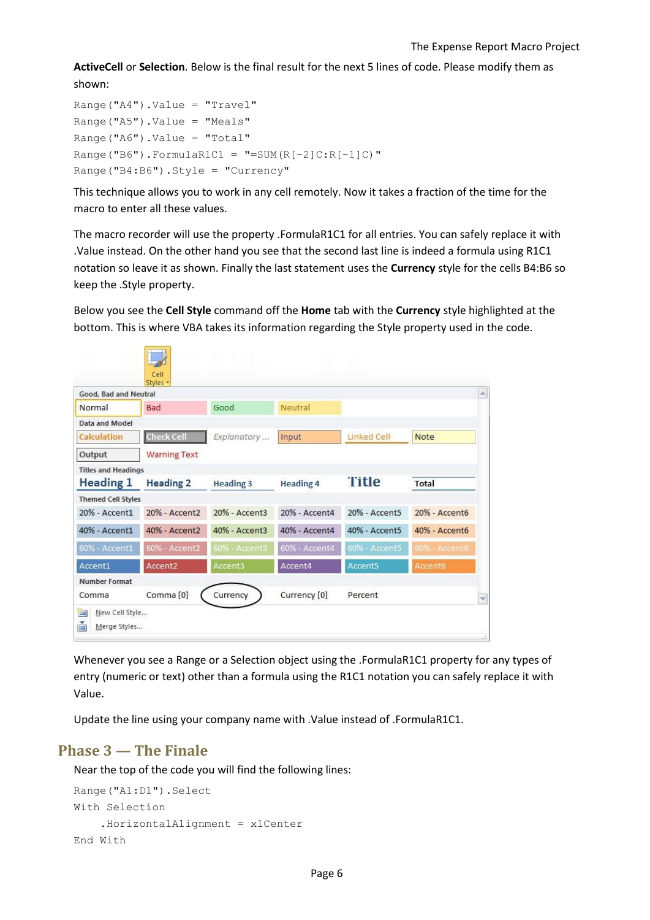**ActiveCell** or **Selection**. Below is the final result for the next 5 lines of code. Please modify them as shown:

```
Range("A4").Value = "Travel"
Range("A5").Value = "Meals"
Range("A6").Value = "Total"
Range("B6").FormulaR1C1 = "=SUM(R[-2]C:R[-1]C)"
Range("B4:B6").Style = "Currency"
```

This technique allows you to work in any cell remotely. Now it takes a fraction of the time for the macro to enter all these values.

The macro recorder will use the property .FormulaR1C1 for all entries. You can safely replace it with .Value instead. On the other hand you see that the second last line is indeed a formula using R1C1 notation so leave it as shown. Finally the last statement uses the **Currency** style for the cells B4:B6 so keep the .Style property.

Below you see the **Cell Style** command off the **Home** tab with the **Currency** style highlighted at the bottom. This is where VBA takes its information regarding the Style property used in the code.

Whenever you see a Range or a Selection object using the .FormulaR1C1 property for any types of entry (numeric or text) other than a formula using the R1C1 notation you can safely replace it with Value.

Update the line using your company name with .Value instead of .FormulaR1C1.

## Phase 3 — The Finale

Near the top of the code you will find the following lines:

```
Range("A1:D1").Select
With Selection
    .HorizontalAlignment = xlCenter
End With
```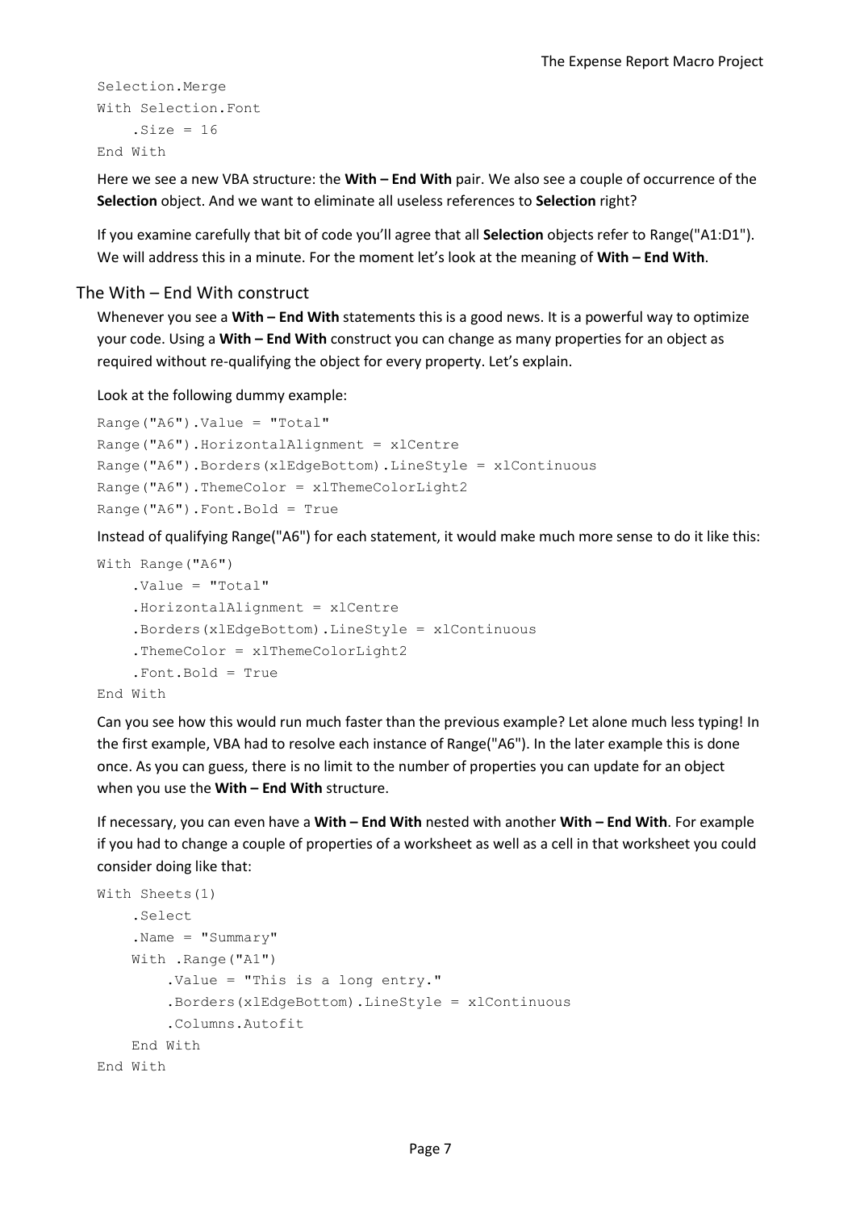```
Selection.Merge
With Selection.Font
    .Size = 16
End With
```

Here we see a new VBA structure: the **With – End With** pair. We also see a couple of occurrence of the **Selection** object. And we want to eliminate all useless references to **Selection** right?

If you examine carefully that bit of code you'll agree that all **Selection** objects refer to Range("A1:D1"). We will address this in a minute. For the moment let's look at the meaning of **With – End With**.

## The With – End With construct

Whenever you see a **With – End With** statements this is a good news. It is a powerful way to optimize your code. Using a **With – End With** construct you can change as many properties for an object as required without re-qualifying the object for every property. Let's explain.

Look at the following dummy example:

```
Range("A6").Value = "Total"
Range("A6").HorizontalAlignment = xlCentre
Range("A6").Borders(xlEdgeBottom).LineStyle = xlContinuous
Range("A6").ThemeColor = xlThemeColorLight2
Range("A6").Font.Bold = True
```

Instead of qualifying Range("A6") for each statement, it would make much more sense to do it like this:

```
With Range("A6")
    .Value = "Total"
    .HorizontalAlignment = xlCentre
    .Borders(xlEdgeBottom).LineStyle = xlContinuous
    .ThemeColor = xlThemeColorLight2
    .Font.Bold = True
End With
```

Can you see how this would run much faster than the previous example? Let alone much less typing! In the first example, VBA had to resolve each instance of Range("A6"). In the later example this is done once. As you can guess, there is no limit to the number of properties you can update for an object when you use the **With – End With** structure.

If necessary, you can even have a **With – End With** nested with another **With – End With**. For example if you had to change a couple of properties of a worksheet as well as a cell in that worksheet you could consider doing like that:

```
With Sheets(1)
    .Select
    .Name = "Summary"
    With .Range("A1")
        .Value = "This is a long entry."
        .Borders(xlEdgeBottom).LineStyle = xlContinuous
        .Columns.Autofit
    End With
End With
```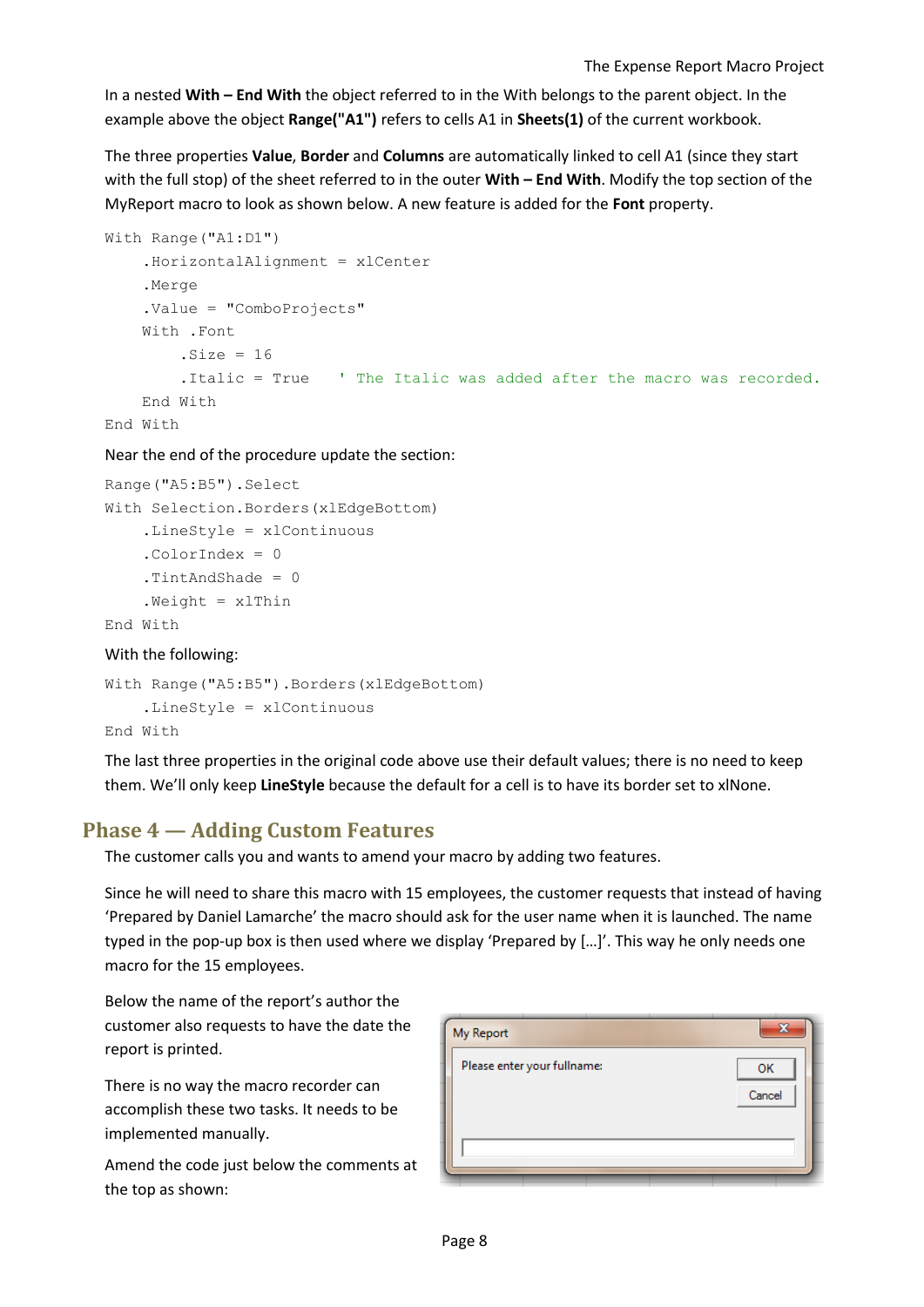In a nested **With – End With** the object referred to in the With belongs to the parent object. In the example above the object **Range("A1")** refers to cells A1 in **Sheets(1)** of the current workbook.

The three properties **Value**, **Border** and **Columns** are automatically linked to cell A1 (since they start with the full stop) of the sheet referred to in the outer **With – End With**. Modify the top section of the MyReport macro to look as shown below. A new feature is added for the **Font** property.

```
With Range("A1:D1")
    .HorizontalAlignment = xlCenter
    .Merge
    .Value = "ComboProjects"
    With .Font
        .Size = 16
        .Italic = True   ' The Italic was added after the macro was recorded.
    End With
End With
```

Near the end of the procedure update the section:

```
Range("A5:B5").Select
With Selection.Borders(xlEdgeBottom)
    .LineStyle = xlContinuous
    .ColorIndex = 0
    .TintAndShade = 0
    .Weight = xlThin
End With
```

With the following:

```
With Range("A5:B5").Borders(xlEdgeBottom)
    .LineStyle = xlContinuous
End With
```

The last three properties in the original code above use their default values; there is no need to keep them. We'll only keep **LineStyle** because the default for a cell is to have its border set to xlNone.

## Phase 4 — Adding Custom Features

The customer calls you and wants to amend your macro by adding two features.

Since he will need to share this macro with 15 employees, the customer requests that instead of having 'Prepared by Daniel Lamarche' the macro should ask for the user name when it is launched. The name typed in the pop-up box is then used where we display 'Prepared by […]'. This way he only needs one macro for the 15 employees.

Below the name of the report's author the customer also requests to have the date the report is printed.

There is no way the macro recorder can accomplish these two tasks. It needs to be implemented manually.

Amend the code just below the comments at the top as shown: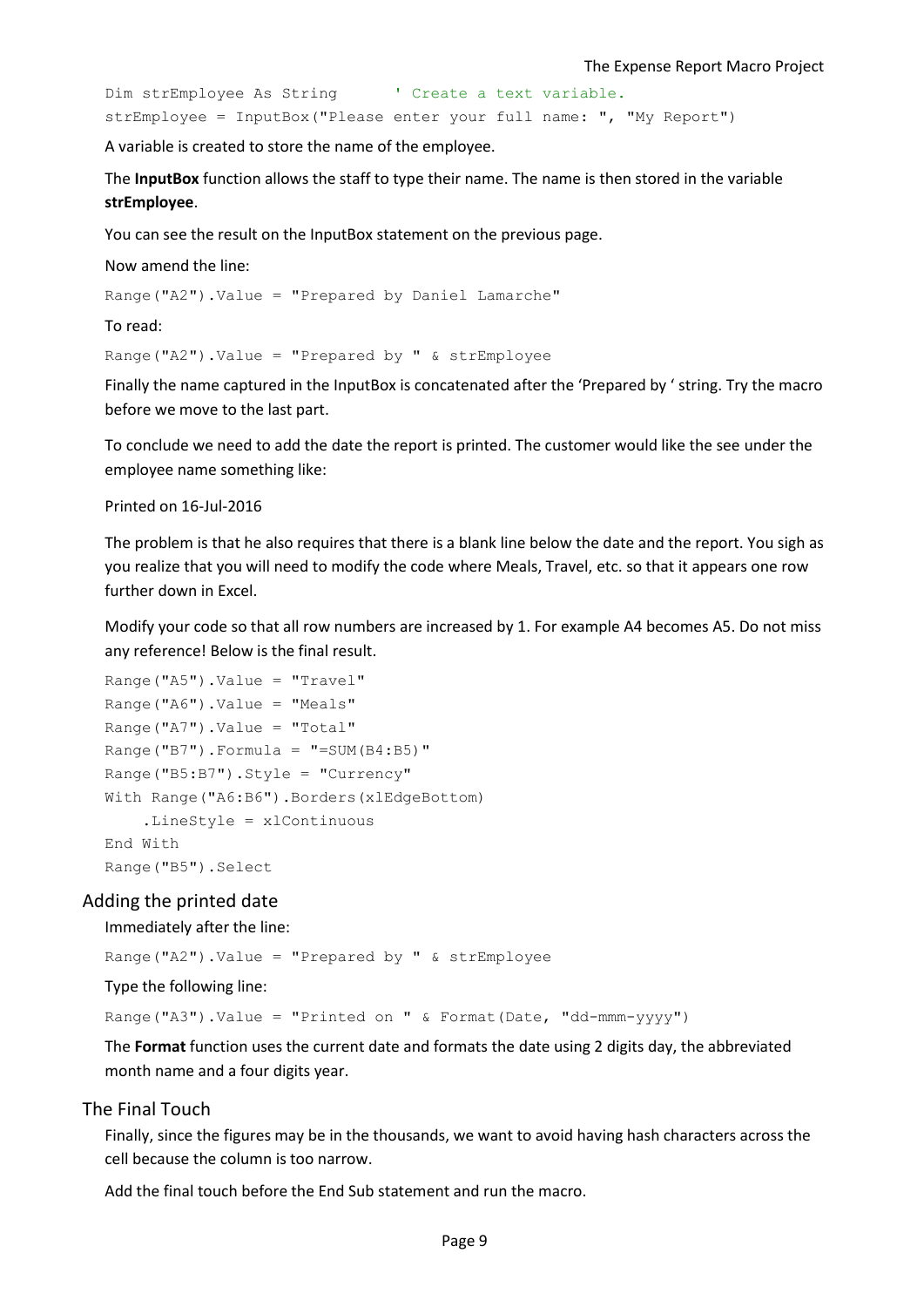```
Dim strEmployee As String      ' Create a text variable.
strEmployee = InputBox("Please enter your full name: ", "My Report")
```

A variable is created to store the name of the employee.

The **InputBox** function allows the staff to type their name. The name is then stored in the variable **strEmployee**.

You can see the result on the InputBox statement on the previous page.

Now amend the line:

```
Range("A2").Value = "Prepared by Daniel Lamarche"
```

To read:

```
Range("A2").Value = "Prepared by " & strEmployee
```

Finally the name captured in the InputBox is concatenated after the 'Prepared by ' string. Try the macro before we move to the last part.

To conclude we need to add the date the report is printed. The customer would like the see under the employee name something like:

Printed on 16-Jul-2016

The problem is that he also requires that there is a blank line below the date and the report. You sigh as you realize that you will need to modify the code where Meals, Travel, etc. so that it appears one row further down in Excel.

Modify your code so that all row numbers are increased by 1. For example A4 becomes A5. Do not miss any reference! Below is the final result.

```
Range("A5").Value = "Travel"
Range("A6").Value = "Meals"
Range("A7").Value = "Total"
Range("B7").Formula = "=SUM(B4:B5)"
Range("B5:B7").Style = "Currency"
With Range("A6:B6").Borders(xlEdgeBottom)
    .LineStyle = xlContinuous
End With
Range("B5").Select
```

## Adding the printed date

Immediately after the line:

```
Range("A2").Value = "Prepared by " & strEmployee
```

Type the following line:

```
Range("A3").Value = "Printed on " & Format(Date, "dd-mmm-yyyy")
```

The **Format** function uses the current date and formats the date using 2 digits day, the abbreviated month name and a four digits year.

## The Final Touch

Finally, since the figures may be in the thousands, we want to avoid having hash characters across the cell because the column is too narrow.

Add the final touch before the End Sub statement and run the macro.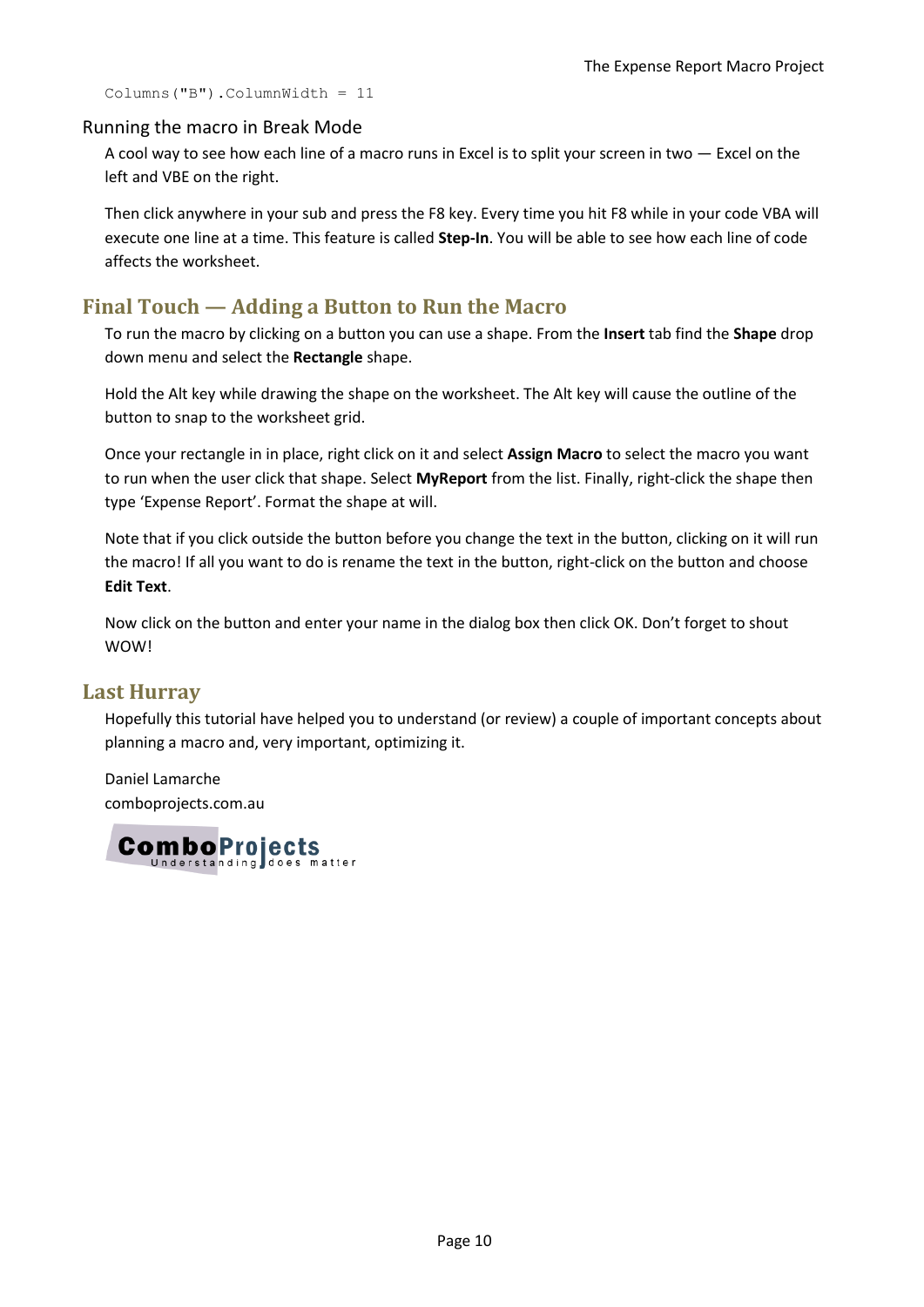```
Columns("B").ColumnWidth = 11
```

### Running the macro in Break Mode

A cool way to see how each line of a macro runs in Excel is to split your screen in two — Excel on the left and VBE on the right.

Then click anywhere in your sub and press the F8 key. Every time you hit F8 while in your code VBA will execute one line at a time. This feature is called **Step-In**. You will be able to see how each line of code affects the worksheet.

## Final Touch — Adding a Button to Run the Macro

To run the macro by clicking on a button you can use a shape. From the **Insert** tab find the **Shape** drop down menu and select the **Rectangle** shape.

Hold the Alt key while drawing the shape on the worksheet. The Alt key will cause the outline of the button to snap to the worksheet grid.

Once your rectangle in in place, right click on it and select **Assign Macro** to select the macro you want to run when the user click that shape. Select **MyReport** from the list. Finally, right-click the shape then type 'Expense Report'. Format the shape at will.

Note that if you click outside the button before you change the text in the button, clicking on it will run the macro! If all you want to do is rename the text in the button, right-click on the button and choose **Edit Text**.

Now click on the button and enter your name in the dialog box then click OK. Don't forget to shout WOW!

## Last Hurray

Hopefully this tutorial have helped you to understand (or review) a couple of important concepts about planning a macro and, very important, optimizing it.

Daniel Lamarche
comboprojects.com.au

ComboProjects
Understanding does matter